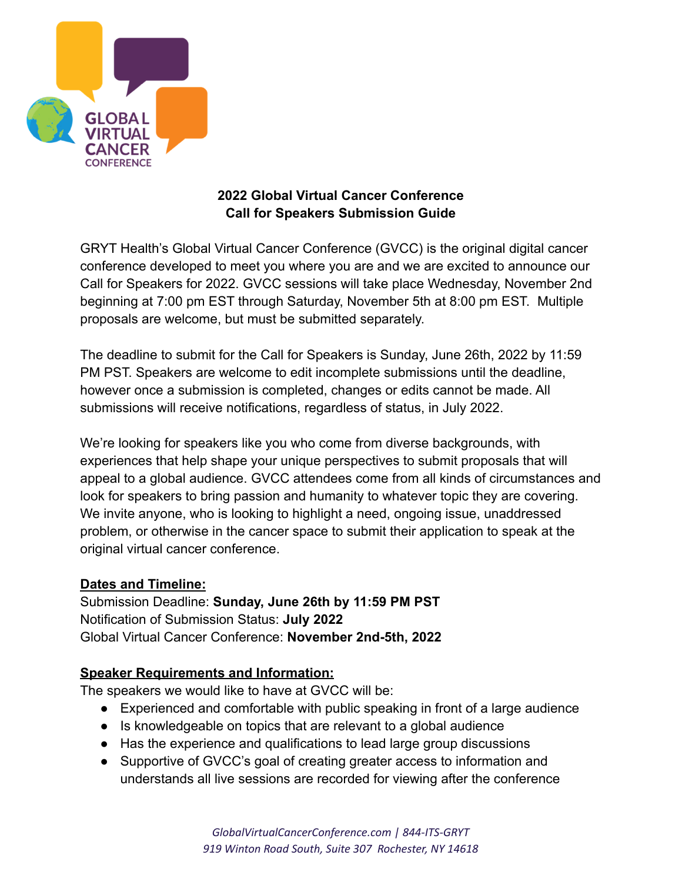# 2022 Global Virtual Cancer Conference
# Call for Speakers Submission Guide

GRYT Health's Global Virtual Cancer Conference (GVCC) is the original digital cancer conference developed to meet you where you are and we are excited to announce our Call for Speakers for 2022. GVCC sessions will take place Wednesday, November 2nd beginning at 7:00 pm EST through Saturday, November 5th at 8:00 pm EST. Multiple proposals are welcome, but must be submitted separately.

The deadline to submit for the Call for Speakers is Sunday, June 26th, 2022 by 11:59 PM PST. Speakers are welcome to edit incomplete submissions until the deadline, however once a submission is completed, changes or edits cannot be made. All submissions will receive notifications, regardless of status, in July 2022.

We're looking for speakers like you who come from diverse backgrounds, with experiences that help shape your unique perspectives to submit proposals that will appeal to a global audience. GVCC attendees come from all kinds of circumstances and look for speakers to bring passion and humanity to whatever topic they are covering. We invite anyone, who is looking to highlight a need, ongoing issue, unaddressed problem, or otherwise in the cancer space to submit their application to speak at the original virtual cancer conference.

## Dates and Timeline:

Submission Deadline: **Sunday, June 26th by 11:59 PM PST**
Notification of Submission Status: **July 2022**
Global Virtual Cancer Conference: **November 2nd-5th, 2022**

## Speaker Requirements and Information:

The speakers we would like to have at GVCC will be:

- Experienced and comfortable with public speaking in front of a large audience
- Is knowledgeable on topics that are relevant to a global audience
- Has the experience and qualifications to lead large group discussions
- Supportive of GVCC's goal of creating greater access to information and understands all live sessions are recorded for viewing after the conference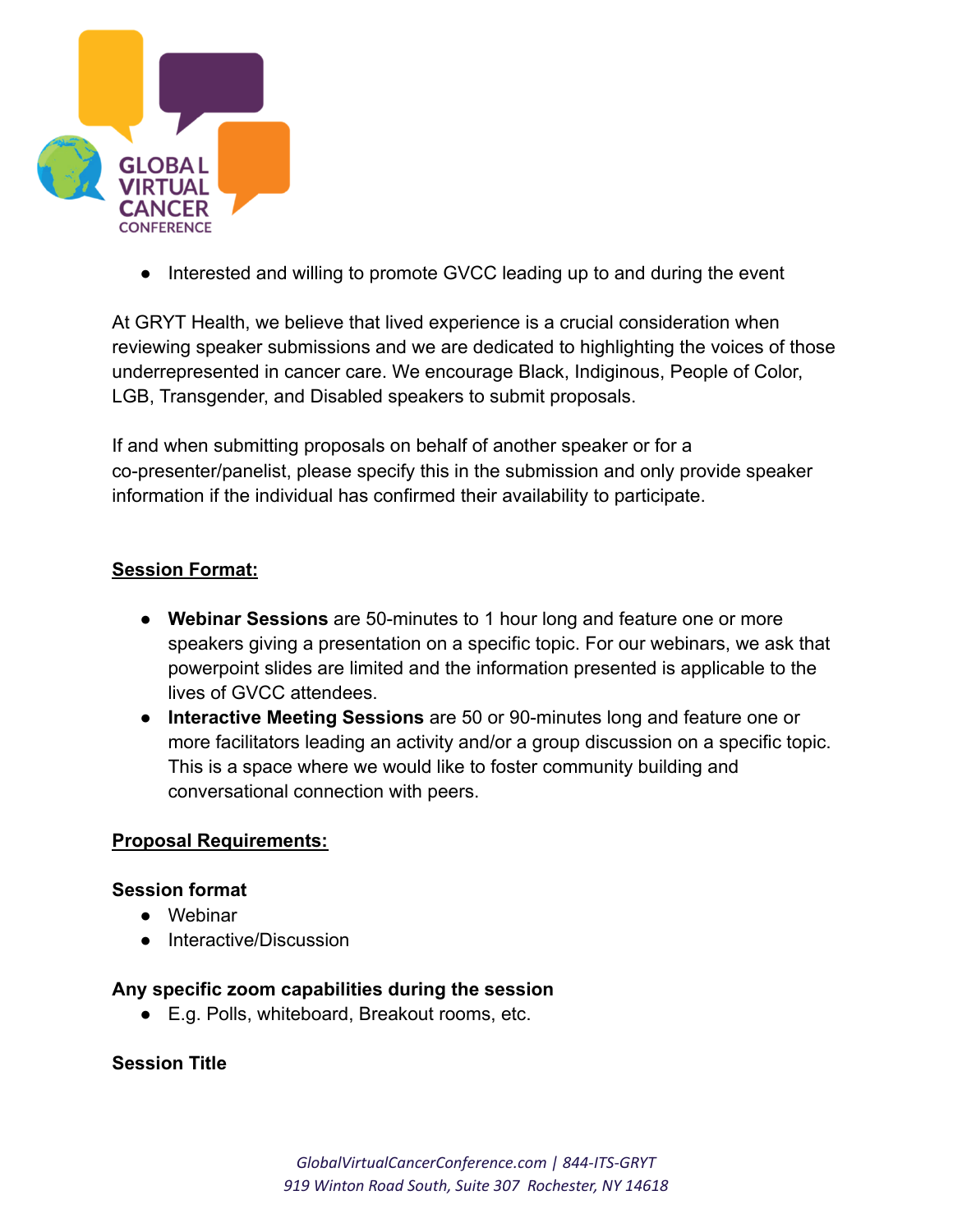- Interested and willing to promote GVCC leading up to and during the event

At GRYT Health, we believe that lived experience is a crucial consideration when reviewing speaker submissions and we are dedicated to highlighting the voices of those underrepresented in cancer care. We encourage Black, Indiginous, People of Color, LGB, Transgender, and Disabled speakers to submit proposals.

If and when submitting proposals on behalf of another speaker or for a co-presenter/panelist, please specify this in the submission and only provide speaker information if the individual has confirmed their availability to participate.

## Session Format:

- **Webinar Sessions** are 50-minutes to 1 hour long and feature one or more speakers giving a presentation on a specific topic. For our webinars, we ask that powerpoint slides are limited and the information presented is applicable to the lives of GVCC attendees.
- **Interactive Meeting Sessions** are 50 or 90-minutes long and feature one or more facilitators leading an activity and/or a group discussion on a specific topic. This is a space where we would like to foster community building and conversational connection with peers.

## Proposal Requirements:

**Session format**

- Webinar
- Interactive/Discussion

**Any specific zoom capabilities during the session**

- E.g. Polls, whiteboard, Breakout rooms, etc.

**Session Title**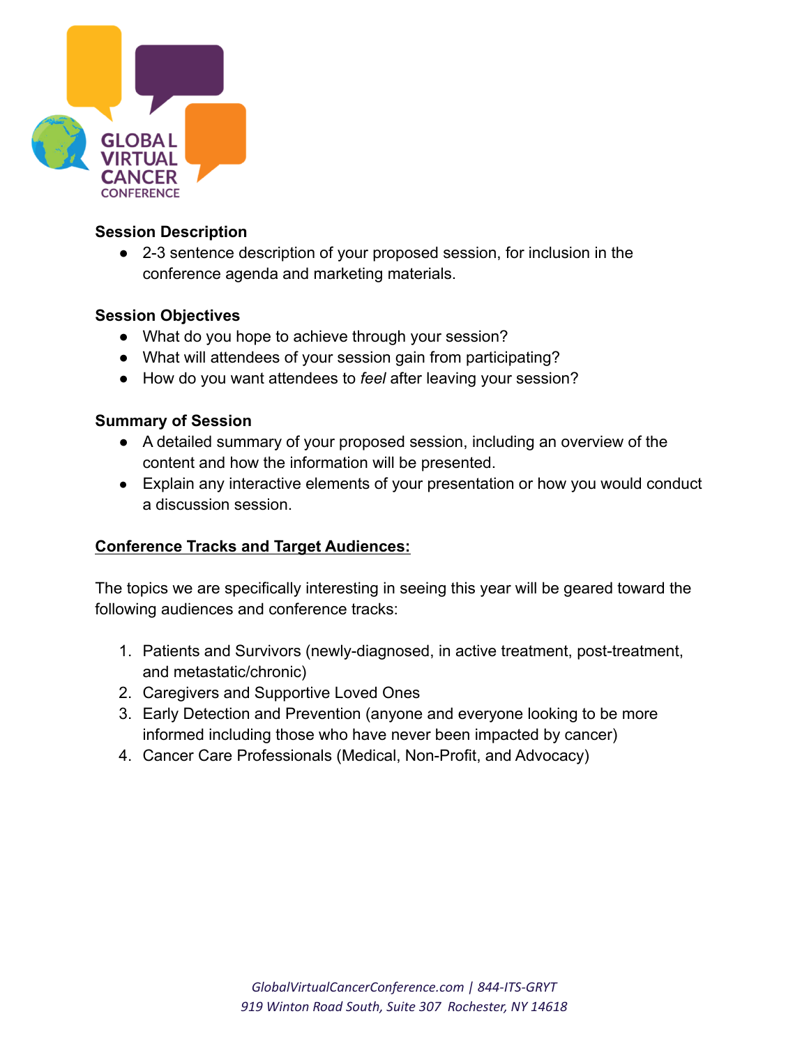**Session Description**

- 2-3 sentence description of your proposed session, for inclusion in the conference agenda and marketing materials.

**Session Objectives**

- What do you hope to achieve through your session?
- What will attendees of your session gain from participating?
- How do you want attendees to *feel* after leaving your session?

**Summary of Session**

- A detailed summary of your proposed session, including an overview of the content and how the information will be presented.
- Explain any interactive elements of your presentation or how you would conduct a discussion session.

**Conference Tracks and Target Audiences:**

The topics we are specifically interesting in seeing this year will be geared toward the following audiences and conference tracks:

1. Patients and Survivors (newly-diagnosed, in active treatment, post-treatment, and metastatic/chronic)
2. Caregivers and Supportive Loved Ones
3. Early Detection and Prevention (anyone and everyone looking to be more informed including those who have never been impacted by cancer)
4. Cancer Care Professionals (Medical, Non-Profit, and Advocacy)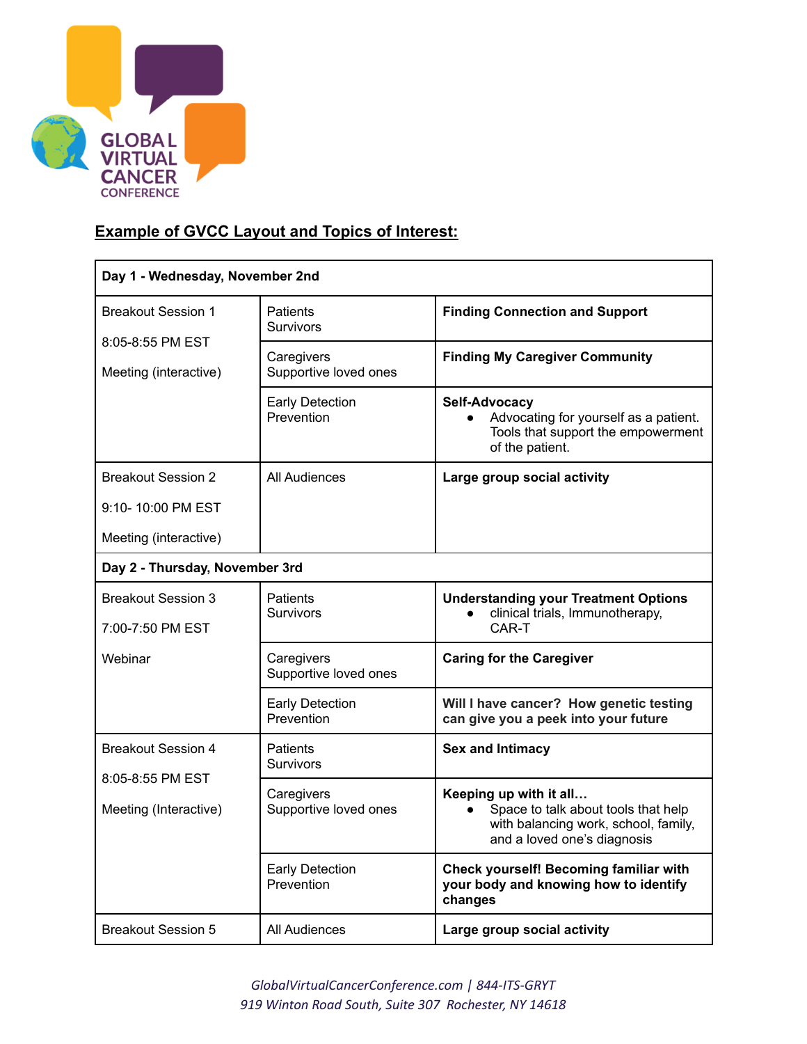**Example of GVCC Layout and Topics of Interest:**

| Day 1 - Wednesday, November 2nd | | |
|---|---|---|
| Breakout Session 1<br><br>8:05-8:55 PM EST<br><br>Meeting (interactive) | Patients<br>Survivors | **Finding Connection and Support** |
| | Caregivers<br>Supportive loved ones | **Finding My Caregiver Community** |
| | Early Detection<br>Prevention | **Self-Advocacy**<br>• Advocating for yourself as a patient. Tools that support the empowerment of the patient. |
| Breakout Session 2<br><br>9:10- 10:00 PM EST<br><br>Meeting (interactive) | All Audiences | **Large group social activity** |
| **Day 2 - Thursday, November 3rd** | | |
| Breakout Session 3<br><br>7:00-7:50 PM EST<br><br>Webinar | Patients<br>Survivors | **Understanding your Treatment Options**<br>• clinical trials, Immunotherapy, CAR-T |
| | Caregivers<br>Supportive loved ones | **Caring for the Caregiver** |
| | Early Detection<br>Prevention | **Will I have cancer? How genetic testing can give you a peek into your future** |
| Breakout Session 4<br><br>8:05-8:55 PM EST<br><br>Meeting (Interactive) | Patients<br>Survivors | **Sex and Intimacy** |
| | Caregivers<br>Supportive loved ones | **Keeping up with it all…**<br>• Space to talk about tools that help with balancing work, school, family, and a loved one's diagnosis |
| | Early Detection<br>Prevention | **Check yourself! Becoming familiar with your body and knowing how to identify changes** |
| Breakout Session 5 | All Audiences | **Large group social activity** |

*GlobalVirtualCancerConference.com | 844-ITS-GRYT*
*919 Winton Road South, Suite 307 Rochester, NY 14618*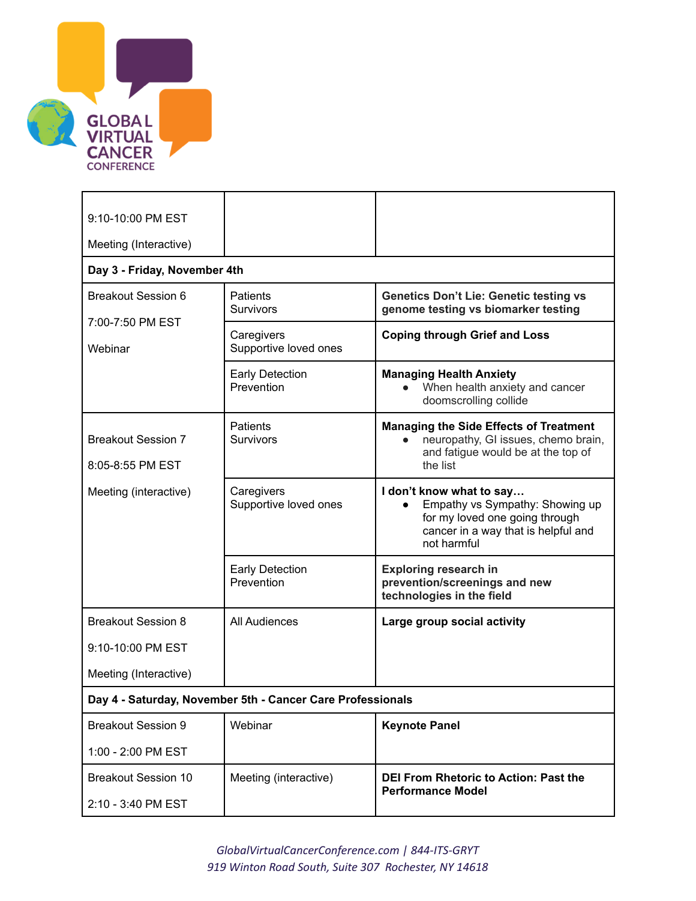| | | |
|---|---|---|
| 9:10-10:00 PM EST<br><br>Meeting (Interactive) | | |
| **Day 3 - Friday, November 4th** | | |
| Breakout Session 6<br><br>7:00-7:50 PM EST<br><br>Webinar | Patients<br>Survivors | **Genetics Don't Lie: Genetic testing vs genome testing vs biomarker testing** |
| | Caregivers<br>Supportive loved ones | **Coping through Grief and Loss** |
| | Early Detection<br>Prevention | **Managing Health Anxiety**<br>● When health anxiety and cancer doomscrolling collide |
| Breakout Session 7<br><br>8:05-8:55 PM EST<br><br>Meeting (interactive) | Patients<br>Survivors | **Managing the Side Effects of Treatment**<br>● neuropathy, GI issues, chemo brain, and fatigue would be at the top of the list |
| | Caregivers<br>Supportive loved ones | **I don't know what to say…**<br>● Empathy vs Sympathy: Showing up for my loved one going through cancer in a way that is helpful and not harmful |
| | Early Detection<br>Prevention | **Exploring research in prevention/screenings and new technologies in the field** |
| Breakout Session 8<br><br>9:10-10:00 PM EST<br><br>Meeting (Interactive) | All Audiences | **Large group social activity** |
| **Day 4 - Saturday, November 5th - Cancer Care Professionals** | | |
| Breakout Session 9<br><br>1:00 - 2:00 PM EST | Webinar | **Keynote Panel** |
| Breakout Session 10<br><br>2:10 - 3:40 PM EST | Meeting (interactive) | **DEI From Rhetoric to Action: Past the Performance Model** |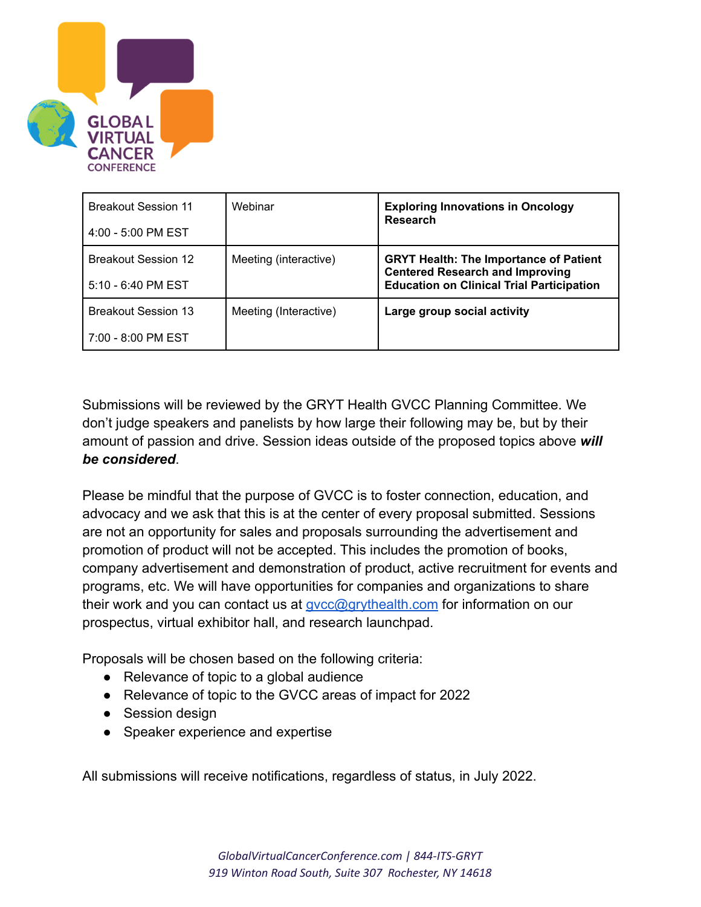| | | |
|---|---|---|
| Breakout Session 11<br><br>4:00 - 5:00 PM EST | Webinar | **Exploring Innovations in Oncology Research** |
| Breakout Session 12<br><br>5:10 - 6:40 PM EST | Meeting (interactive) | **GRYT Health: The Importance of Patient Centered Research and Improving Education on Clinical Trial Participation** |
| Breakout Session 13<br><br>7:00 - 8:00 PM EST | Meeting (Interactive) | **Large group social activity** |

Submissions will be reviewed by the GRYT Health GVCC Planning Committee. We don't judge speakers and panelists by how large their following may be, but by their amount of passion and drive. Session ideas outside of the proposed topics above ***will be considered***.

Please be mindful that the purpose of GVCC is to foster connection, education, and advocacy and we ask that this is at the center of every proposal submitted. Sessions are not an opportunity for sales and proposals surrounding the advertisement and promotion of product will not be accepted. This includes the promotion of books, company advertisement and demonstration of product, active recruitment for events and programs, etc. We will have opportunities for companies and organizations to share their work and you can contact us at gvcc@grythealth.com for information on our prospectus, virtual exhibitor hall, and research launchpad.

Proposals will be chosen based on the following criteria:

- Relevance of topic to a global audience
- Relevance of topic to the GVCC areas of impact for 2022
- Session design
- Speaker experience and expertise

All submissions will receive notifications, regardless of status, in July 2022.